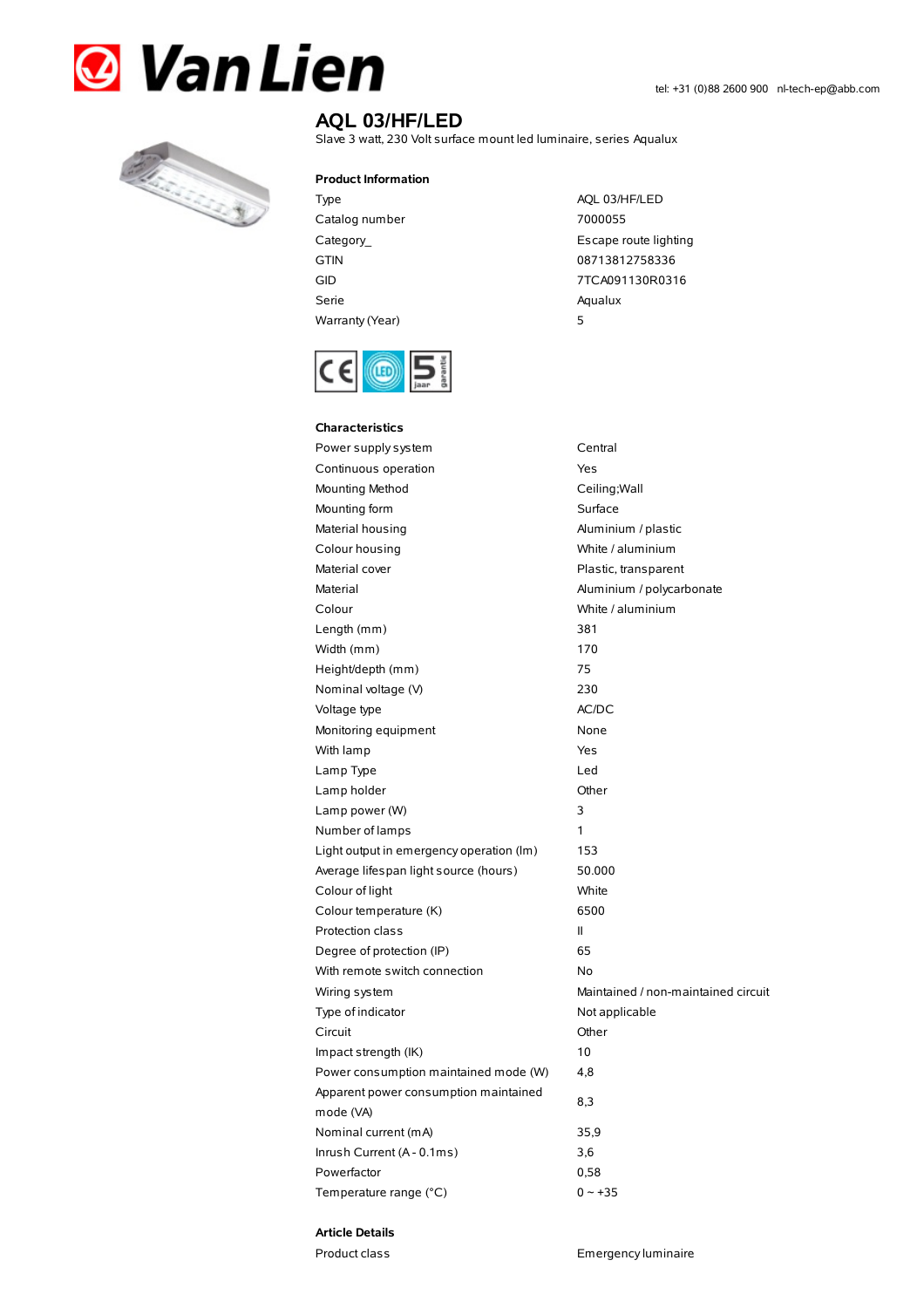# AQL 03/HF/LED

Slave 3 watt, 230 Volt surface mount led luminaire, series Aqualux

tel: +31 (0)88 2600 900 nl-tech-ep@abb.com

## Product Information

| | |
|---|---|
| Type | AQL 03/HF/LED |
| Catalog number | 7000055 |
| Category_ | Escape route lighting |
| GTIN | 08713812758336 |
| GID | 7TCA091130R0316 |
| Serie | Aqualux |
| Warranty (Year) | 5 |

## Characteristics

| | |
|---|---|
| Power supply system | Central |
| Continuous operation | Yes |
| Mounting Method | Ceiling;Wall |
| Mounting form | Surface |
| Material housing | Aluminium / plastic |
| Colour housing | White / aluminium |
| Material cover | Plastic, transparent |
| Material | Aluminium / polycarbonate |
| Colour | White / aluminium |
| Length (mm) | 381 |
| Width (mm) | 170 |
| Height/depth (mm) | 75 |
| Nominal voltage (V) | 230 |
| Voltage type | AC/DC |
| Monitoring equipment | None |
| With lamp | Yes |
| Lamp Type | Led |
| Lamp holder | Other |
| Lamp power (W) | 3 |
| Number of lamps | 1 |
| Light output in emergency operation (lm) | 153 |
| Average lifespan light source (hours) | 50.000 |
| Colour of light | White |
| Colour temperature (K) | 6500 |
| Protection class | II |
| Degree of protection (IP) | 65 |
| With remote switch connection | No |
| Wiring system | Maintained / non-maintained circuit |
| Type of indicator | Not applicable |
| Circuit | Other |
| Impact strength (IK) | 10 |
| Power consumption maintained mode (W) | 4,8 |
| Apparent power consumption maintained mode (VA) | 8,3 |
| Nominal current (mA) | 35,9 |
| Inrush Current (A - 0.1ms) | 3,6 |
| Powerfactor | 0,58 |
| Temperature range (°C) | 0 ~ +35 |

## Article Details

| | |
|---|---|
| Product class | Emergency luminaire |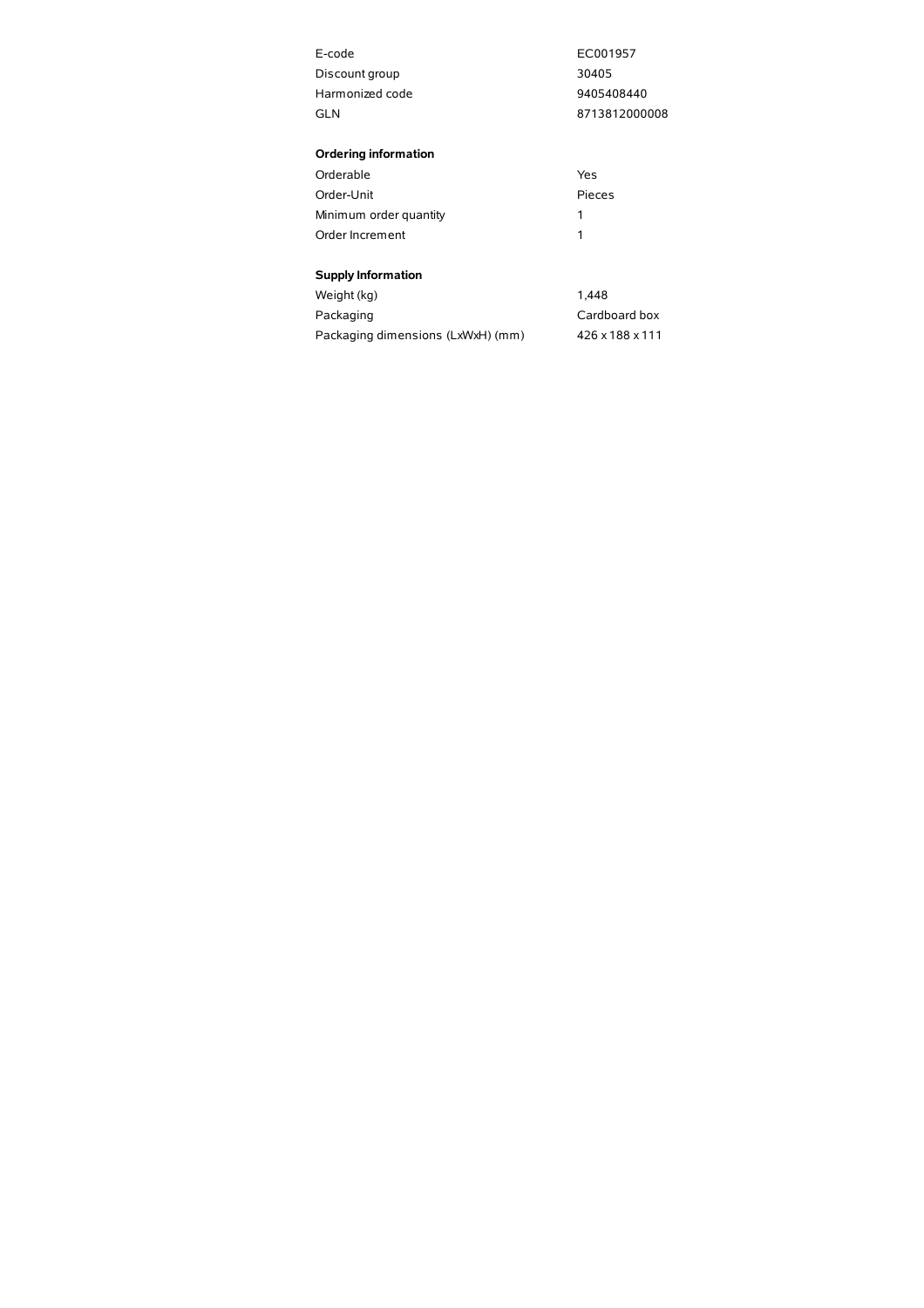| | |
|---|---|
| E-code | EC001957 |
| Discount group | 30405 |
| Harmonized code | 9405408440 |
| GLN | 8713812000008 |

**Ordering information**

| | |
|---|---|
| Orderable | Yes |
| Order-Unit | Pieces |
| Minimum order quantity | 1 |
| Order Increment | 1 |

**Supply Information**

| | |
|---|---|
| Weight (kg) | 1,448 |
| Packaging | Cardboard box |
| Packaging dimensions (LxWxH) (mm) | 426 x 188 x 111 |